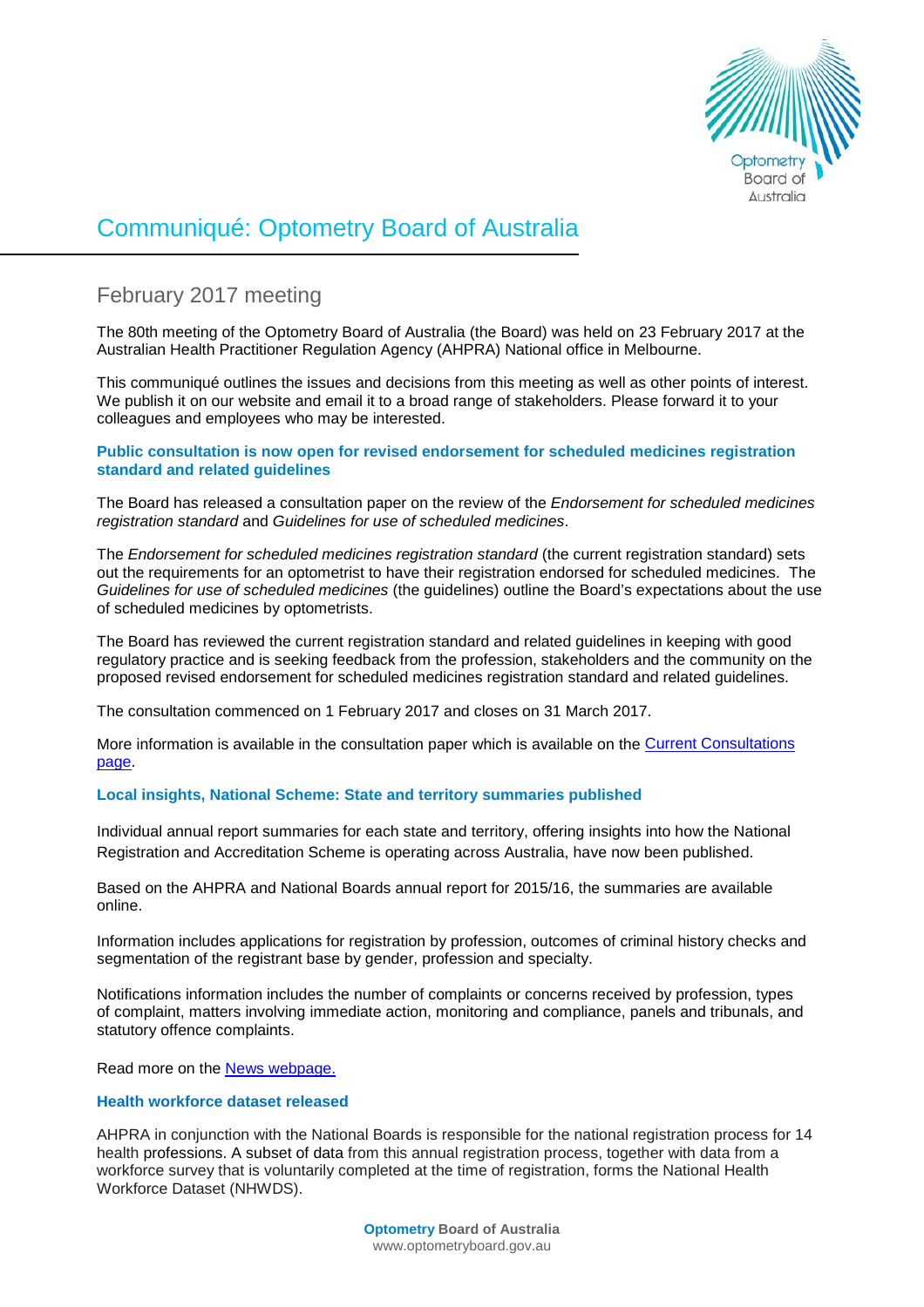# Communiqué: Optometry Board of Australia

## February 2017 meeting

The 80th meeting of the Optometry Board of Australia (the Board) was held on 23 February 2017 at the Australian Health Practitioner Regulation Agency (AHPRA) National office in Melbourne.

This communiqué outlines the issues and decisions from this meeting as well as other points of interest. We publish it on our website and email it to a broad range of stakeholders. Please forward it to your colleagues and employees who may be interested.

### Public consultation is now open for revised endorsement for scheduled medicines registration standard and related guidelines

The Board has released a consultation paper on the review of the *Endorsement for scheduled medicines registration standard* and *Guidelines for use of scheduled medicines*.

The *Endorsement for scheduled medicines registration standard* (the current registration standard) sets out the requirements for an optometrist to have their registration endorsed for scheduled medicines. The *Guidelines for use of scheduled medicines* (the guidelines) outline the Board's expectations about the use of scheduled medicines by optometrists.

The Board has reviewed the current registration standard and related guidelines in keeping with good regulatory practice and is seeking feedback from the profession, stakeholders and the community on the proposed revised endorsement for scheduled medicines registration standard and related guidelines.

The consultation commenced on 1 February 2017 and closes on 31 March 2017.

More information is available in the consultation paper which is available on the [Current Consultations page](Current Consultations page).

### Local insights, National Scheme: State and territory summaries published

Individual annual report summaries for each state and territory, offering insights into how the National Registration and Accreditation Scheme is operating across Australia, have now been published.

Based on the AHPRA and National Boards annual report for 2015/16, the summaries are available online.

Information includes applications for registration by profession, outcomes of criminal history checks and segmentation of the registrant base by gender, profession and specialty.

Notifications information includes the number of complaints or concerns received by profession, types of complaint, matters involving immediate action, monitoring and compliance, panels and tribunals, and statutory offence complaints.

Read more on the [News webpage.](News webpage.)

### Health workforce dataset released

AHPRA in conjunction with the National Boards is responsible for the national registration process for 14 health professions. A subset of data from this annual registration process, together with data from a workforce survey that is voluntarily completed at the time of registration, forms the National Health Workforce Dataset (NHWDS).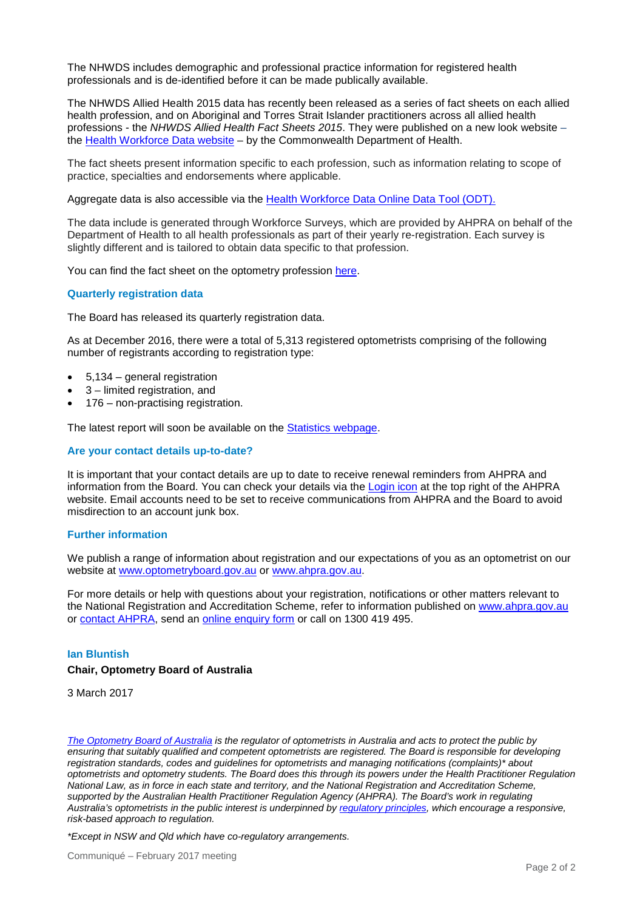The NHWDS includes demographic and professional practice information for registered health professionals and is de-identified before it can be made publically available.

The NHWDS Allied Health 2015 data has recently been released as a series of fact sheets on each allied health profession, and on Aboriginal and Torres Strait Islander practitioners across all allied health professions - the *NHWDS Allied Health Fact Sheets 2015*. They were published on a new look website – the [Health Workforce Data website]() – by the Commonwealth Department of Health.

The fact sheets present information specific to each profession, such as information relating to scope of practice, specialties and endorsements where applicable.

Aggregate data is also accessible via the [Health Workforce Data Online Data Tool (ODT).]()

The data include is generated through Workforce Surveys, which are provided by AHPRA on behalf of the Department of Health to all health professionals as part of their yearly re-registration. Each survey is slightly different and is tailored to obtain data specific to that profession.

You can find the fact sheet on the optometry profession [here]().

### Quarterly registration data

The Board has released its quarterly registration data.

As at December 2016, there were a total of 5,313 registered optometrists comprising of the following number of registrants according to registration type:

- 5,134 – general registration
- 3 – limited registration, and
- 176 – non-practising registration.

The latest report will soon be available on the [Statistics webpage]().

### Are your contact details up-to-date?

It is important that your contact details are up to date to receive renewal reminders from AHPRA and information from the Board. You can check your details via the [Login icon]() at the top right of the AHPRA website. Email accounts need to be set to receive communications from AHPRA and the Board to avoid misdirection to an account junk box.

### Further information

We publish a range of information about registration and our expectations of you as an optometrist on our website at [www.optometryboard.gov.au]() or [www.ahpra.gov.au]().

For more details or help with questions about your registration, notifications or other matters relevant to the National Registration and Accreditation Scheme, refer to information published on [www.ahpra.gov.au]() or [contact AHPRA](), send an [online enquiry form]() or call on 1300 419 495.

**Ian Bluntish**

**Chair, Optometry Board of Australia**

3 March 2017

*[The Optometry Board of Australia]() is the regulator of optometrists in Australia and acts to protect the public by ensuring that suitably qualified and competent optometrists are registered. The Board is responsible for developing registration standards, codes and guidelines for optometrists and managing notifications (complaints)\* about optometrists and optometry students. The Board does this through its powers under the Health Practitioner Regulation National Law, as in force in each state and territory, and the National Registration and Accreditation Scheme, supported by the Australian Health Practitioner Regulation Agency (AHPRA). The Board's work in regulating Australia's optometrists in the public interest is underpinned by [regulatory principles](), which encourage a responsive, risk-based approach to regulation.*

*\*Except in NSW and Qld which have co-regulatory arrangements.*